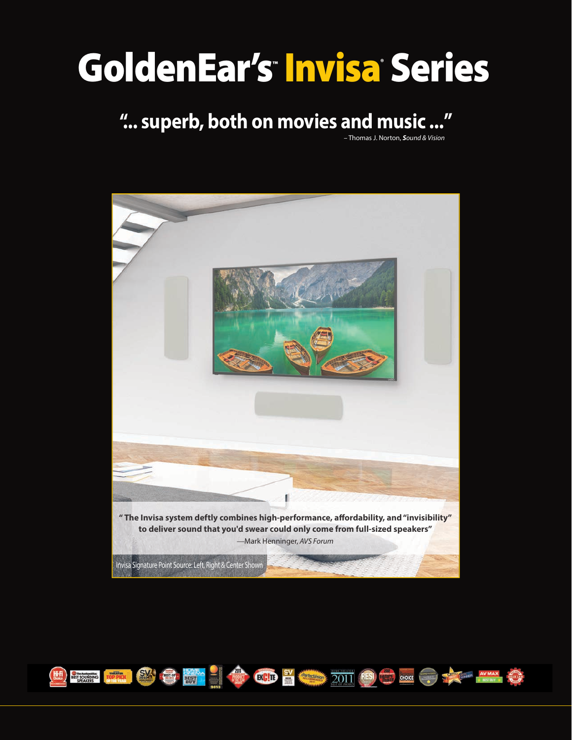# GoldenEar's™ Invisa® Series

## "... superb, both on movies and music ..."

– Thomas J. Norton, *Sound & Vision*

**" The Invisa system deftly combines high-performance, affordability, and "invisibility" to deliver sound that you'd swear could only come from full-sized speakers"**

—Mark Henninger, *AVS Forum*

Invisa Signature Point Source: Left, Right & Center Shown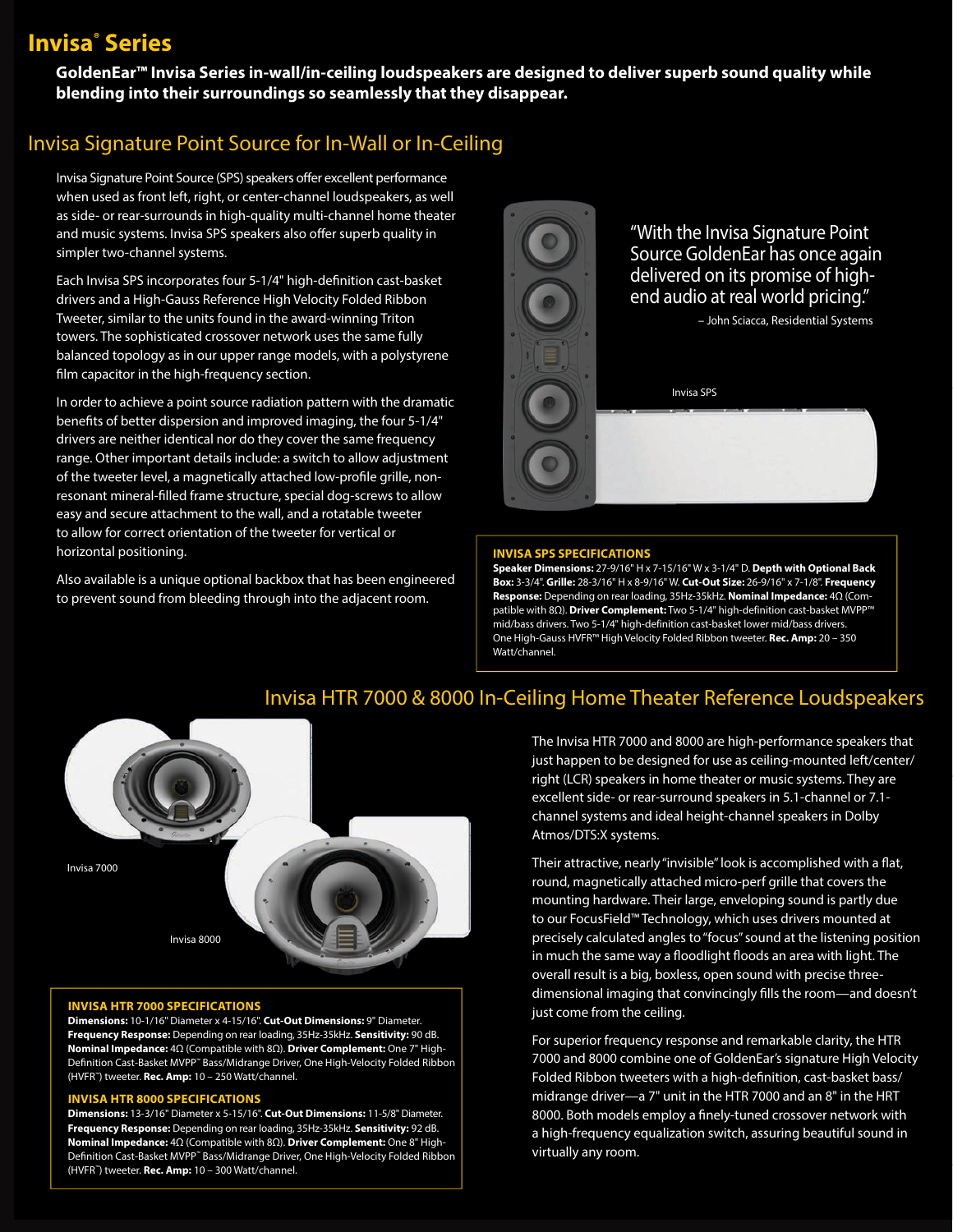# Invisa® Series

**GoldenEar™ Invisa Series in-wall/in-ceiling loudspeakers are designed to deliver superb sound quality while blending into their surroundings so seamlessly that they disappear.**

## Invisa Signature Point Source for In-Wall or In-Ceiling

Invisa Signature Point Source (SPS) speakers offer excellent performance when used as front left, right, or center-channel loudspeakers, as well as side- or rear-surrounds in high-quality multi-channel home theater and music systems. Invisa SPS speakers also offer superb quality in simpler two-channel systems.

Each Invisa SPS incorporates four 5-1/4" high-definition cast-basket drivers and a High-Gauss Reference High Velocity Folded Ribbon Tweeter, similar to the units found in the award-winning Triton towers. The sophisticated crossover network uses the same fully balanced topology as in our upper range models, with a polystyrene film capacitor in the high-frequency section.

In order to achieve a point source radiation pattern with the dramatic benefits of better dispersion and improved imaging, the four 5-1/4" drivers are neither identical nor do they cover the same frequency range. Other important details include: a switch to allow adjustment of the tweeter level, a magnetically attached low-profile grille, non-resonant mineral-filled frame structure, special dog-screws to allow easy and secure attachment to the wall, and a rotatable tweeter to allow for correct orientation of the tweeter for vertical or horizontal positioning.

Also available is a unique optional backbox that has been engineered to prevent sound from bleeding through into the adjacent room.

"With the Invisa Signature Point Source GoldenEar has once again delivered on its promise of high-end audio at real world pricing."

– John Sciacca, Residential Systems

Invisa SPS

**INVISA SPS SPECIFICATIONS**

**Speaker Dimensions:** 27-9/16" H x 7-15/16" W x 3-1/4" D. **Depth with Optional Back Box:** 3-3/4". **Grille:** 28-3/16" H x 8-9/16" W. **Cut-Out Size:** 26-9/16" x 7-1/8". **Frequency Response:** Depending on rear loading, 35Hz-35kHz. **Nominal Impedance:** 4Ω (Compatible with 8Ω). **Driver Complement:** Two 5-1/4" high-definition cast-basket MVPP™ mid/bass drivers. Two 5-1/4" high-definition cast-basket lower mid/bass drivers. One High-Gauss HVFR™ High Velocity Folded Ribbon tweeter. **Rec. Amp:** 20 – 350 Watt/channel.

## Invisa HTR 7000 & 8000 In-Ceiling Home Theater Reference Loudspeakers

Invisa 7000

Invisa 8000

The Invisa HTR 7000 and 8000 are high-performance speakers that just happen to be designed for use as ceiling-mounted left/center/right (LCR) speakers in home theater or music systems. They are excellent side- or rear-surround speakers in 5.1-channel or 7.1-channel systems and ideal height-channel speakers in Dolby Atmos/DTS:X systems.

Their attractive, nearly "invisible" look is accomplished with a flat, round, magnetically attached micro-perf grille that covers the mounting hardware. Their large, enveloping sound is partly due to our FocusField™ Technology, which uses drivers mounted at precisely calculated angles to "focus" sound at the listening position in much the same way a floodlight floods an area with light. The overall result is a big, boxless, open sound with precise three-dimensional imaging that convincingly fills the room—and doesn't just come from the ceiling.

For superior frequency response and remarkable clarity, the HTR 7000 and 8000 combine one of GoldenEar's signature High Velocity Folded Ribbon tweeters with a high-definition, cast-basket bass/midrange driver—a 7" unit in the HTR 7000 and an 8" in the HRT 8000. Both models employ a finely-tuned crossover network with a high-frequency equalization switch, assuring beautiful sound in virtually any room.

**INVISA HTR 7000 SPECIFICATIONS**

**Dimensions:** 10-1/16" Diameter x 4-15/16". **Cut-Out Dimensions:** 9" Diameter. **Frequency Response:** Depending on rear loading, 35Hz-35kHz. **Sensitivity:** 90 dB. **Nominal Impedance:** 4Ω (Compatible with 8Ω). **Driver Complement:** One 7" High-Definition Cast-Basket MVPP™ Bass/Midrange Driver, One High-Velocity Folded Ribbon (HVFR™) tweeter. **Rec. Amp:** 10 – 250 Watt/channel.

**INVISA HTR 8000 SPECIFICATIONS**

**Dimensions:** 13-3/16" Diameter x 5-15/16". **Cut-Out Dimensions:** 11-5/8" Diameter. **Frequency Response:** Depending on rear loading, 35Hz-35kHz. **Sensitivity:** 92 dB. **Nominal Impedance:** 4Ω (Compatible with 8Ω). **Driver Complement:** One 8" High-Definition Cast-Basket MVPP™ Bass/Midrange Driver, One High-Velocity Folded Ribbon (HVFR™) tweeter. **Rec. Amp:** 10 – 300 Watt/channel.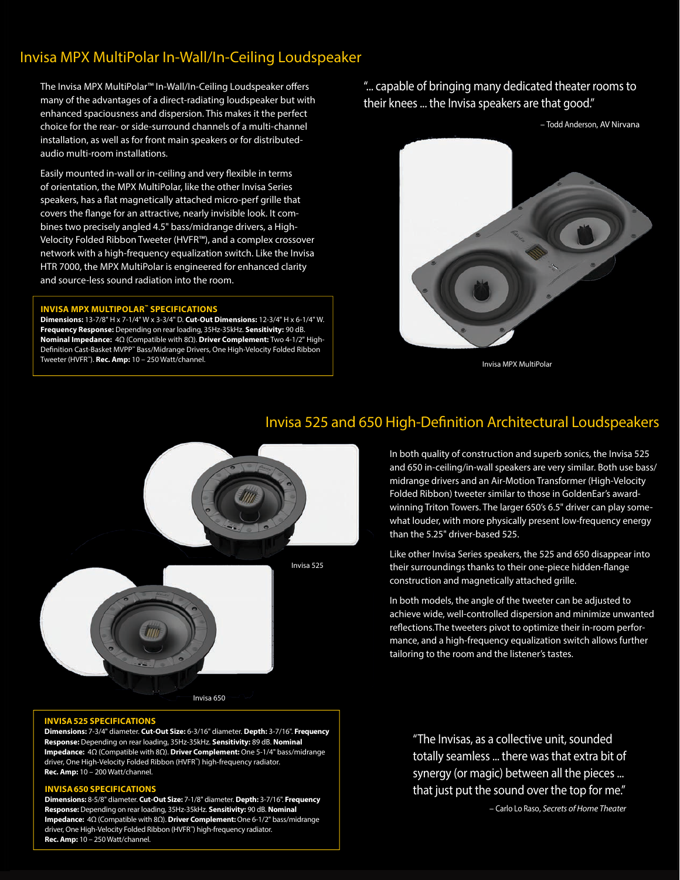## Invisa MPX MultiPolar In-Wall/In-Ceiling Loudspeaker

The Invisa MPX MultiPolar™ In-Wall/In-Ceiling Loudspeaker offers many of the advantages of a direct-radiating loudspeaker but with enhanced spaciousness and dispersion. This makes it the perfect choice for the rear- or side-surround channels of a multi-channel installation, as well as for front main speakers or for distributed-audio multi-room installations.

Easily mounted in-wall or in-ceiling and very flexible in terms of orientation, the MPX MultiPolar, like the other Invisa Series speakers, has a flat magnetically attached micro-perf grille that covers the flange for an attractive, nearly invisible look. It combines two precisely angled 4.5" bass/midrange drivers, a High-Velocity Folded Ribbon Tweeter (HVFR™), and a complex crossover network with a high-frequency equalization switch. Like the Invisa HTR 7000, the MPX MultiPolar is engineered for enhanced clarity and source-less sound radiation into the room.

**INVISA MPX MULTIPOLAR™ SPECIFICATIONS**

**Dimensions:** 13-7/8" H x 7-1/4" W x 3-3/4" D. **Cut-Out Dimensions:** 12-3/4" H x 6-1/4" W. **Frequency Response:** Depending on rear loading, 35Hz-35kHz. **Sensitivity:** 90 dB. **Nominal Impedance:** 4Ω (Compatible with 8Ω). **Driver Complement:** Two 4-1/2" High-Definition Cast-Basket MVPP™ Bass/Midrange Drivers, One High-Velocity Folded Ribbon Tweeter (HVFR™). **Rec. Amp:** 10 – 250 Watt/channel.

"... capable of bringing many dedicated theater rooms to their knees ... the Invisa speakers are that good."

– Todd Anderson, AV Nirvana

Invisa MPX MultiPolar

## Invisa 525 and 650 High-Definition Architectural Loudspeakers

In both quality of construction and superb sonics, the Invisa 525 and 650 in-ceiling/in-wall speakers are very similar. Both use bass/midrange drivers and an Air-Motion Transformer (High-Velocity Folded Ribbon) tweeter similar to those in GoldenEar's award-winning Triton Towers. The larger 650's 6.5" driver can play somewhat louder, with more physically present low-frequency energy than the 5.25" driver-based 525.

Like other Invisa Series speakers, the 525 and 650 disappear into their surroundings thanks to their one-piece hidden-flange construction and magnetically attached grille.

In both models, the angle of the tweeter can be adjusted to achieve wide, well-controlled dispersion and minimize unwanted reflections. The tweeters pivot to optimize their in-room performance, and a high-frequency equalization switch allows further tailoring to the room and the listener's tastes.

Invisa 525

Invisa 650

**INVISA 525 SPECIFICATIONS**

**Dimensions:** 7-3/4" diameter. **Cut-Out Size:** 6-3/16" diameter. **Depth:** 3-7/16". **Frequency Response:** Depending on rear loading, 35Hz-35kHz. **Sensitivity:** 89 dB. **Nominal Impedance:** 4Ω (Compatible with 8Ω). **Driver Complement:** One 5-1/4" bass/midrange driver, One High-Velocity Folded Ribbon (HVFR™) high-frequency radiator. **Rec. Amp:** 10 – 200 Watt/channel.

**INVISA 650 SPECIFICATIONS**

**Dimensions:** 8-5/8" diameter. **Cut-Out Size:** 7-1/8" diameter. **Depth:** 3-7/16". **Frequency Response:** Depending on rear loading, 35Hz-35kHz. **Sensitivity:** 90 dB. **Nominal Impedance:** 4Ω (Compatible with 8Ω). **Driver Complement:** One 6-1/2" bass/midrange driver, One High-Velocity Folded Ribbon (HVFR™) high-frequency radiator. **Rec. Amp:** 10 – 250 Watt/channel.

"The Invisas, as a collective unit, sounded totally seamless ... there was that extra bit of synergy (or magic) between all the pieces ... that just put the sound over the top for me."

– Carlo Lo Raso, *Secrets of Home Theater*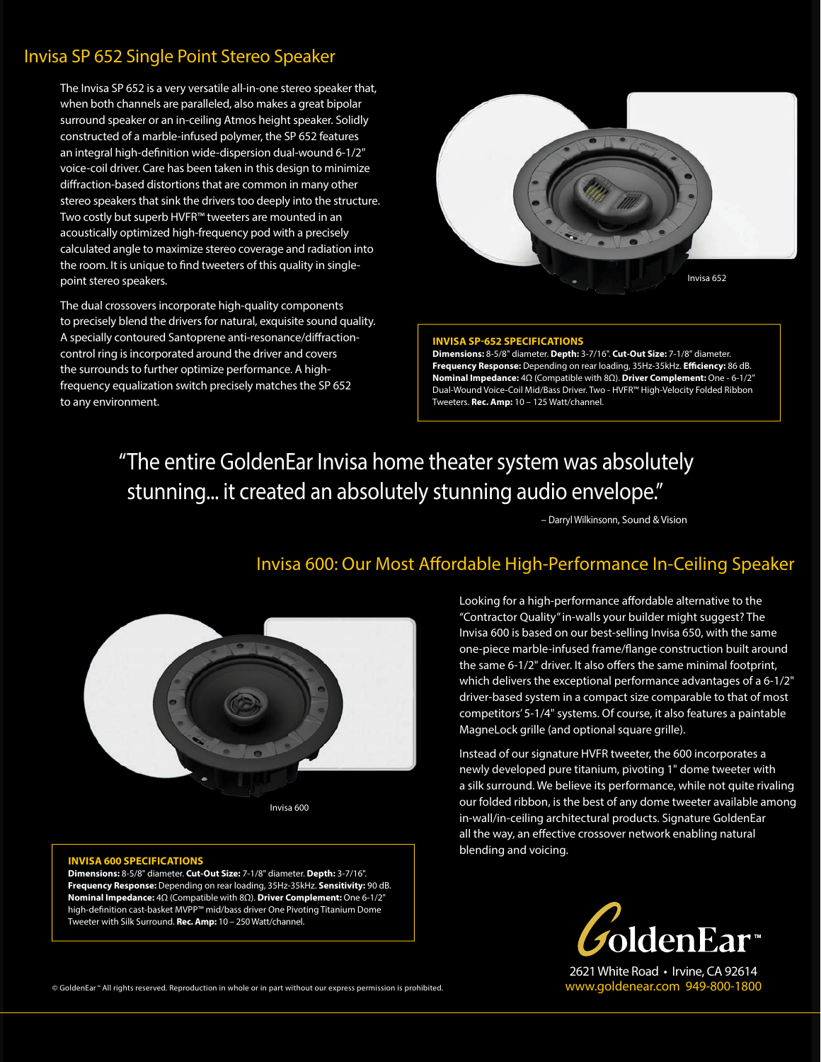## Invisa SP 652 Single Point Stereo Speaker

The Invisa SP 652 is a very versatile all-in-one stereo speaker that, when both channels are paralleled, also makes a great bipolar surround speaker or an in-ceiling Atmos height speaker. Solidly constructed of a marble-infused polymer, the SP 652 features an integral high-definition wide-dispersion dual-wound 6-1/2" voice-coil driver. Care has been taken in this design to minimize diffraction-based distortions that are common in many other stereo speakers that sink the drivers too deeply into the structure. Two costly but superb HVFR™ tweeters are mounted in an acoustically optimized high-frequency pod with a precisely calculated angle to maximize stereo coverage and radiation into the room. It is unique to find tweeters of this quality in single-point stereo speakers.

The dual crossovers incorporate high-quality components to precisely blend the drivers for natural, exquisite sound quality. A specially contoured Santoprene anti-resonance/diffraction-control ring is incorporated around the driver and covers the surrounds to further optimize performance. A high-frequency equalization switch precisely matches the SP 652 to any environment.

Invisa 652

**INVISA SP-652 SPECIFICATIONS**
**Dimensions:** 8-5/8" diameter. **Depth:** 3-7/16". **Cut-Out Size:** 7-1/8" diameter. **Frequency Response:** Depending on rear loading, 35Hz-35kHz. **Efficiency:** 86 dB. **Nominal Impedance:** 4Ω (Compatible with 8Ω). **Driver Complement:** One - 6-1/2" Dual-Wound Voice-Coil Mid/Bass Driver. Two - HVFR™ High-Velocity Folded Ribbon Tweeters. **Rec. Amp:** 10 – 125 Watt/channel.

"The entire GoldenEar Invisa home theater system was absolutely stunning... it created an absolutely stunning audio envelope."

– Darryl Wilkinsonn, Sound & Vision

## Invisa 600: Our Most Affordable High-Performance In-Ceiling Speaker

Looking for a high-performance affordable alternative to the "Contractor Quality" in-walls your builder might suggest? The Invisa 600 is based on our best-selling Invisa 650, with the same one-piece marble-infused frame/flange construction built around the same 6-1/2" driver. It also offers the same minimal footprint, which delivers the exceptional performance advantages of a 6-1/2" driver-based system in a compact size comparable to that of most competitors' 5-1/4" systems. Of course, it also features a paintable MagneLock grille (and optional square grille).

Instead of our signature HVFR tweeter, the 600 incorporates a newly developed pure titanium, pivoting 1" dome tweeter with a silk surround. We believe its performance, while not quite rivaling our folded ribbon, is the best of any dome tweeter available among in-wall/in-ceiling architectural products. Signature GoldenEar all the way, an effective crossover network enabling natural blending and voicing.

Invisa 600

**INVISA 600 SPECIFICATIONS**
**Dimensions:** 8-5/8" diameter. **Cut-Out Size:** 7-1/8" diameter. **Depth:** 3-7/16". **Frequency Response:** Depending on rear loading, 35Hz-35kHz. **Sensitivity:** 90 dB. **Nominal Impedance:** 4Ω (Compatible with 8Ω). **Driver Complement:** One 6-1/2" high-definition cast-basket MVPP™ mid/bass driver One Pivoting Titanium Dome Tweeter with Silk Surround. **Rec. Amp:** 10 – 250 Watt/channel.

GoldenEar™

2621 White Road • Irvine, CA 92614
www.goldenear.com 949-800-1800

© GoldenEar™ All rights reserved. Reproduction in whole or in part without our express permission is prohibited.